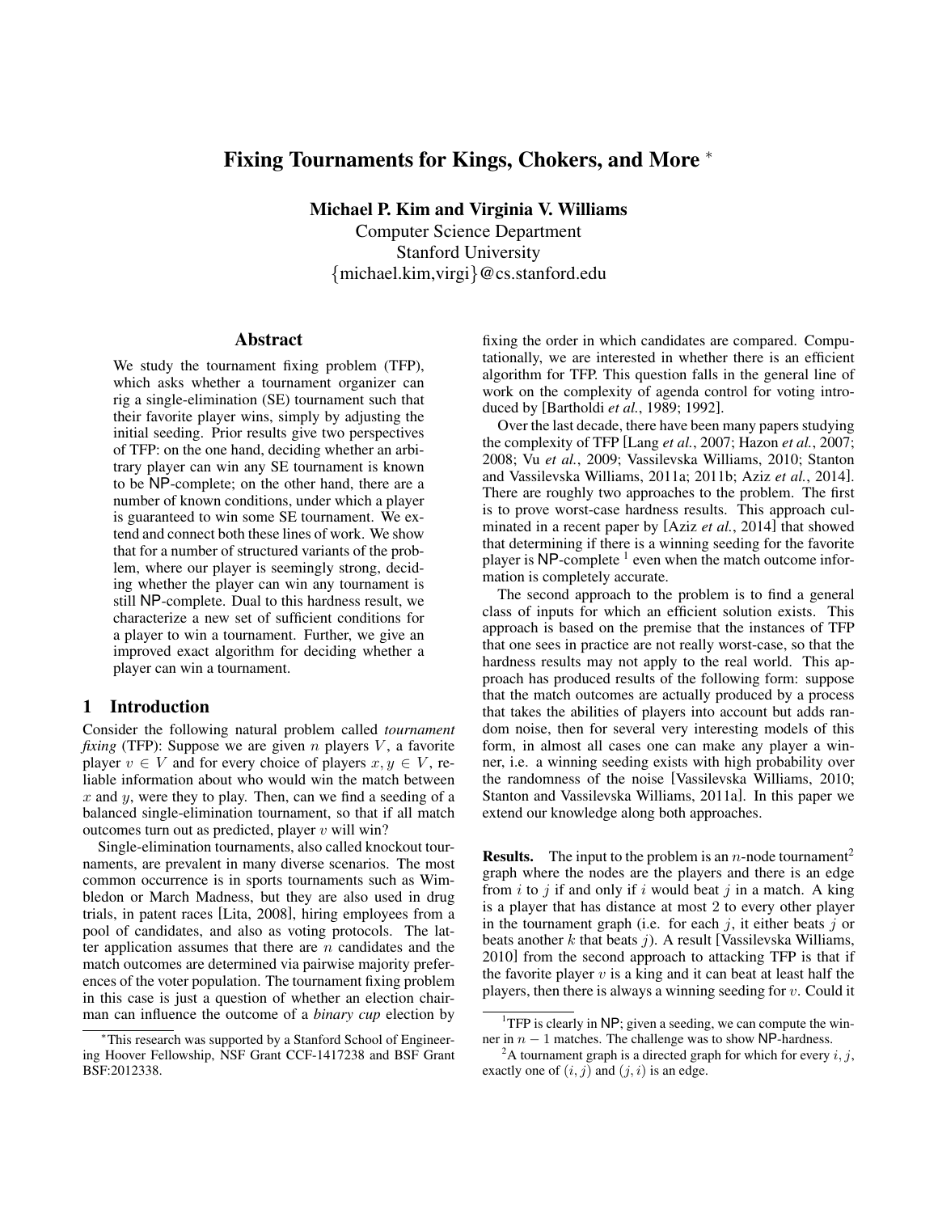# Fixing Tournaments for Kings, Chokers, and More [*]

**Michael P. Kim and Virginia V. Williams**
Computer Science Department
Stanford University
{michael.kim,virgi}@cs.stanford.edu

## Abstract

We study the tournament fixing problem (TFP), which asks whether a tournament organizer can rig a single-elimination (SE) tournament such that their favorite player wins, simply by adjusting the initial seeding. Prior results give two perspectives of TFP: on the one hand, deciding whether an arbitrary player can win any SE tournament is known to be NP-complete; on the other hand, there are a number of known conditions, under which a player is guaranteed to win some SE tournament. We extend and connect both these lines of work. We show that for a number of structured variants of the problem, where our player is seemingly strong, deciding whether the player can win any tournament is still NP-complete. Dual to this hardness result, we characterize a new set of sufficient conditions for a player to win a tournament. Further, we give an improved exact algorithm for deciding whether a player can win a tournament.

## 1 Introduction

Consider the following natural problem called *tournament fixing* (TFP): Suppose we are given $n$ players $V$, a favorite player $v \in V$ and for every choice of players $x, y \in V$, reliable information about who would win the match between $x$ and $y$, were they to play. Then, can we find a seeding of a balanced single-elimination tournament, so that if all match outcomes turn out as predicted, player $v$ will win?

Single-elimination tournaments, also called knockout tournaments, are prevalent in many diverse scenarios. The most common occurrence is in sports tournaments such as Wimbledon or March Madness, but they are also used in drug trials, in patent races [Lita, 2008], hiring employees from a pool of candidates, and also as voting protocols. The latter application assumes that there are $n$ candidates and the match outcomes are determined via pairwise majority preferences of the voter population. The tournament fixing problem in this case is just a question of whether an election chairman can influence the outcome of a *binary cup* election by fixing the order in which candidates are compared. Computationally, we are interested in whether there is an efficient algorithm for TFP. This question falls in the general line of work on the complexity of agenda control for voting introduced by [Bartholdi *et al.*, 1989; 1992].

Over the last decade, there have been many papers studying the complexity of TFP [Lang *et al.*, 2007; Hazon *et al.*, 2007; 2008; Vu *et al.*, 2009; Vassilevska Williams, 2010; Stanton and Vassilevska Williams, 2011a; 2011b; Aziz *et al.*, 2014]. There are roughly two approaches to the problem. The first is to prove worst-case hardness results. This approach culminated in a recent paper by [Aziz *et al.*, 2014] that showed that determining if there is a winning seeding for the favorite player is NP-complete [1] even when the match outcome information is completely accurate.

The second approach to the problem is to find a general class of inputs for which an efficient solution exists. This approach is based on the premise that the instances of TFP that one sees in practice are not really worst-case, so that the hardness results may not apply to the real world. This approach has produced results of the following form: suppose that the match outcomes are actually produced by a process that takes the abilities of players into account but adds random noise, then for several very interesting models of this form, in almost all cases one can make any player a winner, i.e. a winning seeding exists with high probability over the randomness of the noise [Vassilevska Williams, 2010; Stanton and Vassilevska Williams, 2011a]. In this paper we extend our knowledge along both approaches.

**Results.** The input to the problem is an $n$-node tournament[2] graph where the nodes are the players and there is an edge from $i$ to $j$ if and only if $i$ would beat $j$ in a match. A king is a player that has distance at most 2 to every other player in the tournament graph (i.e. for each $j$, it either beats $j$ or beats another $k$ that beats $j$). A result [Vassilevska Williams, 2010] from the second approach to attacking TFP is that if the favorite player $v$ is a king and it can beat at least half the players, then there is always a winning seeding for $v$. Could it

[*] This research was supported by a Stanford School of Engineering Hoover Fellowship, NSF Grant CCF-1417238 and BSF Grant BSF:2012338.

[1] TFP is clearly in NP; given a seeding, we can compute the winner in $n-1$ matches. The challenge was to show NP-hardness.

[2] A tournament graph is a directed graph for which for every $i, j$, exactly one of $(i, j)$ and $(j, i)$ is an edge.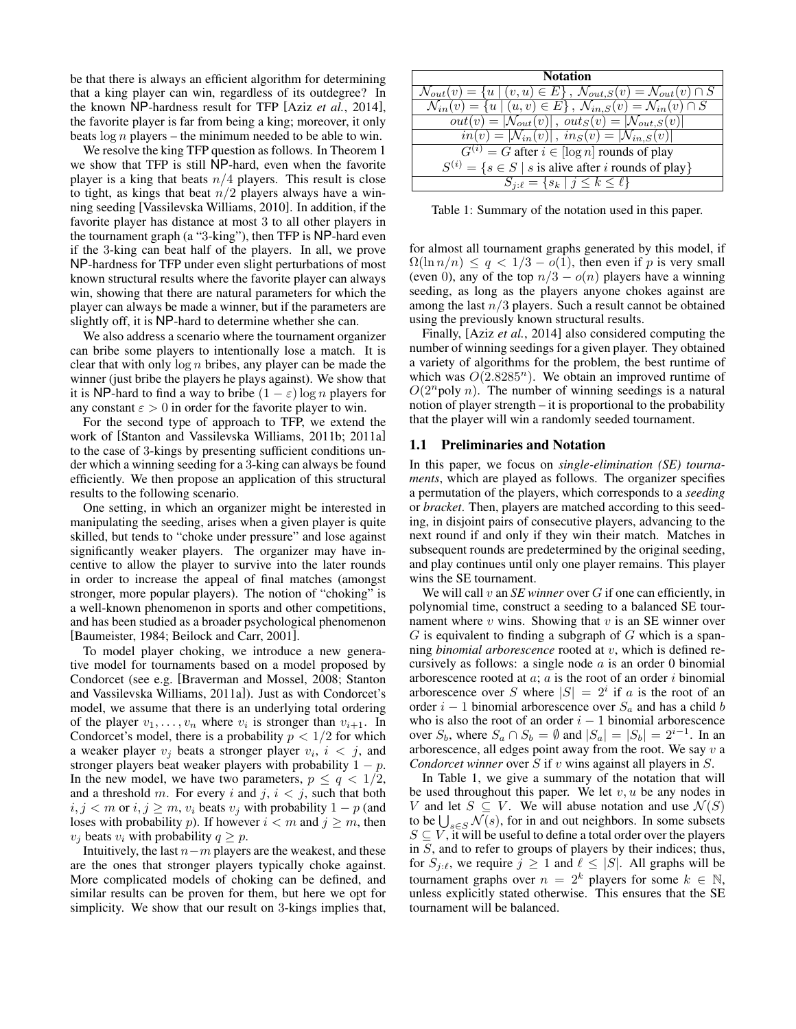be that there is always an efficient algorithm for determining that a king player can win, regardless of its outdegree? In the known NP-hardness result for TFP [Aziz *et al.*, 2014], the favorite player is far from being a king; moreover, it only beats $\log n$ players – the minimum needed to be able to win.

We resolve the king TFP question as follows. In Theorem 1 we show that TFP is still NP-hard, even when the favorite player is a king that beats $n/4$ players. This result is close to tight, as kings that beat $n/2$ players always have a winning seeding [Vassilevska Williams, 2010]. In addition, if the favorite player has distance at most 3 to all other players in the tournament graph (a "3-king"), then TFP is NP-hard even if the 3-king can beat half of the players. In all, we prove NP-hardness for TFP under even slight perturbations of most known structural results where the favorite player can always win, showing that there are natural parameters for which the player can always be made a winner, but if the parameters are slightly off, it is NP-hard to determine whether she can.

We also address a scenario where the tournament organizer can bribe some players to intentionally lose a match. It is clear that with only $\log n$ bribes, any player can be made the winner (just bribe the players he plays against). We show that it is NP-hard to find a way to bribe $(1-\varepsilon)\log n$ players for any constant $\varepsilon > 0$ in order for the favorite player to win.

For the second type of approach to TFP, we extend the work of [Stanton and Vassilevska Williams, 2011b; 2011a] to the case of 3-kings by presenting sufficient conditions under which a winning seeding for a 3-king can always be found efficiently. We then propose an application of this structural results to the following scenario.

One setting, in which an organizer might be interested in manipulating the seeding, arises when a given player is quite skilled, but tends to "choke under pressure" and lose against significantly weaker players. The organizer may have incentive to allow the player to survive into the later rounds in order to increase the appeal of final matches (amongst stronger, more popular players). The notion of "choking" is a well-known phenomenon in sports and other competitions, and has been studied as a broader psychological phenomenon [Baumeister, 1984; Beilock and Carr, 2001].

To model player choking, we introduce a new generative model for tournaments based on a model proposed by Condorcet (see e.g. [Braverman and Mossel, 2008; Stanton and Vassilevska Williams, 2011a]). Just as with Condorcet's model, we assume that there is an underlying total ordering of the player $v_1, \ldots, v_n$ where $v_i$ is stronger than $v_{i+1}$. In Condorcet's model, there is a probability $p < 1/2$ for which a weaker player $v_j$ beats a stronger player $v_i$, $i < j$, and stronger players beat weaker players with probability $1-p$. In the new model, we have two parameters, $p \leq q < 1/2$, and a threshold $m$. For every $i$ and $j$, $i < j$, such that both $i, j < m$ or $i, j \geq m$, $v_i$ beats $v_j$ with probability $1-p$ (and loses with probability $p$). If however $i < m$ and $j \geq m$, then $v_j$ beats $v_i$ with probability $q \geq p$.

Intuitively, the last $n-m$ players are the weakest, and these are the ones that stronger players typically choke against. More complicated models of choking can be defined, and similar results can be proven for them, but here we opt for simplicity. We show that our result on 3-kings implies that, for almost all tournament graphs generated by this model, if $\Omega(\ln n/n) \leq q < 1/3 - o(1)$, then even if $p$ is very small (even 0), any of the top $n/3 - o(n)$ players have a winning seeding, as long as the players anyone chokes against are among the last $n/3$ players. Such a result cannot be obtained using the previously known structural results.

Finally, [Aziz *et al.*, 2014] also considered computing the number of winning seedings for a given player. They obtained a variety of algorithms for the problem, the best runtime of which was $O(2.8285^n)$. We obtain an improved runtime of $O(2^n \text{poly } n)$. The number of winning seedings is a natural notion of player strength – it is proportional to the probability that the player will win a randomly seeded tournament.

| Notation |
|---|
| $\mathcal{N}_{out}(v) = \{u \mid (v,u) \in E\}$, $\mathcal{N}_{out,S}(v) = \mathcal{N}_{out}(v) \cap S$ |
| $\mathcal{N}_{in}(v) = \{u \mid (u,v) \in E\}$, $\mathcal{N}_{in,S}(v) = \mathcal{N}_{in}(v) \cap S$ |
| $out(v) = \lvert\mathcal{N}_{out}(v)\rvert$, $out_S(v) = \lvert\mathcal{N}_{out,S}(v)\rvert$ |
| $in(v) = \lvert\mathcal{N}_{in}(v)\rvert$, $in_S(v) = \lvert\mathcal{N}_{in,S}(v)\rvert$ |
| $G^{(i)} = G$ after $i \in [\log n]$ rounds of play |
| $S^{(i)} = \{s \in S \mid s \text{ is alive after } i \text{ rounds of play}\}$ |
| $S_{j:\ell} = \{s_k \mid j \leq k \leq \ell\}$ |

Table 1: Summary of the notation used in this paper.

## 1.1 Preliminaries and Notation

In this paper, we focus on *single-elimination (SE) tournaments*, which are played as follows. The organizer specifies a permutation of the players, which corresponds to a *seeding* or *bracket*. Then, players are matched according to this seeding, in disjoint pairs of consecutive players, advancing to the next round if and only if they win their match. Matches in subsequent rounds are predetermined by the original seeding, and play continues until only one player remains. This player wins the SE tournament.

We will call $v$ an *SE winner* over $G$ if one can efficiently, in polynomial time, construct a seeding to a balanced SE tournament where $v$ wins. Showing that $v$ is an SE winner over $G$ is equivalent to finding a subgraph of $G$ which is a spanning *binomial arborescence* rooted at $v$, which is defined recursively as follows: a single node $a$ is an order 0 binomial arborescence rooted at $a$; $a$ is the root of an order $i$ binomial arborescence over $S$ where $|S| = 2^i$ if $a$ is the root of an order $i-1$ binomial arborescence over $S_a$ and has a child $b$ who is also the root of an order $i-1$ binomial arborescence over $S_b$, where $S_a \cap S_b = \emptyset$ and $|S_a| = |S_b| = 2^{i-1}$. In an arborescence, all edges point away from the root. We say $v$ a *Condorcet winner* over $S$ if $v$ wins against all players in $S$.

In Table 1, we give a summary of the notation that will be used throughout this paper. We let $v, u$ be any nodes in $V$ and let $S \subseteq V$. We will abuse notation and use $\mathcal{N}(S)$ to be $\bigcup_{s \in S} \mathcal{N}(s)$, for in and out neighbors. In some subsets $S \subseteq V$, it will be useful to define a total order over the players in $S$, and to refer to groups of players by their indices; thus, for $S_{j:\ell}$, we require $j \geq 1$ and $\ell \leq |S|$. All graphs will be tournament graphs over $n = 2^k$ players for some $k \in \mathbb{N}$, unless explicitly stated otherwise. This ensures that the SE tournament will be balanced.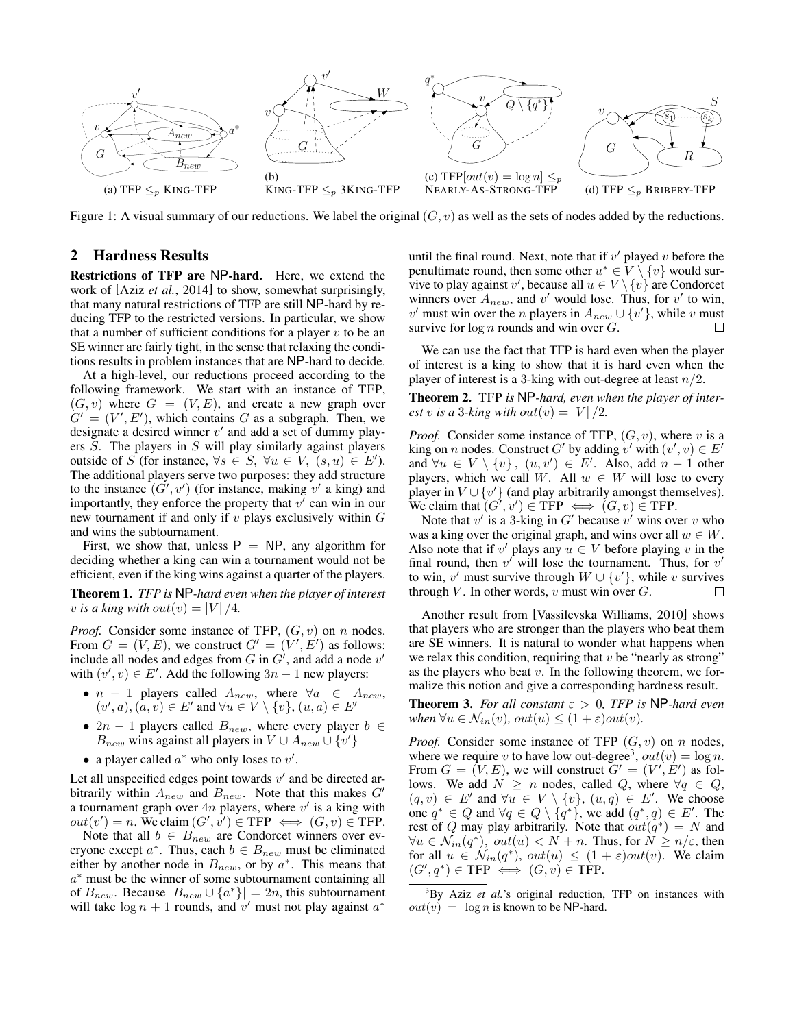(a) TFP $\leq_p$ KING-TFP (b) KING-TFP $\leq_p$ 3KING-TFP (c) TFP$[out(v) = \log n] \leq_p$ NEARLY-AS-STRONG-TFP (d) TFP $\leq_p$ BRIBERY-TFP

Figure 1: A visual summary of our reductions. We label the original $(G, v)$ as well as the sets of nodes added by the reductions.

## 2 Hardness Results

**Restrictions of TFP are NP-hard.** Here, we extend the work of [Aziz *et al.*, 2014] to show, somewhat surprisingly, that many natural restrictions of TFP are still NP-hard by reducing TFP to the restricted versions. In particular, we show that a number of sufficient conditions for a player $v$ to be an SE winner are fairly tight, in the sense that relaxing the conditions results in problem instances that are NP-hard to decide.

At a high-level, our reductions proceed according to the following framework. We start with an instance of TFP, $(G, v)$ where $G = (V, E)$, and create a new graph over $G' = (V', E')$, which contains $G$ as a subgraph. Then, we designate a desired winner $v'$ and add a set of dummy players $S$. The players in $S$ will play similarly against players outside of $S$ (for instance, $\forall s \in S, \forall u \in V, (s, u) \in E'$). The additional players serve two purposes: they add structure to the instance $(G', v')$ (for instance, making $v'$ a king) and importantly, they enforce the property that $v'$ can win in our new tournament if and only if $v$ plays exclusively within $G$ and wins the subtournament.

First, we show that, unless $P = NP$, any algorithm for deciding whether a king can win a tournament would not be efficient, even if the king wins against a quarter of the players.

**Theorem 1.** *TFP is NP-hard even when the player of interest $v$ is a king with $out(v) = |V|/4$.*

*Proof.* Consider some instance of TFP, $(G, v)$ on $n$ nodes. From $G = (V, E)$, we construct $G' = (V', E')$ as follows: include all nodes and edges from $G$ in $G'$, and add a node $v'$ with $(v', v) \in E'$. Add the following $3n - 1$ new players:

- $n - 1$ players called $A_{new}$, where $\forall a \in A_{new}$, $(v', a), (a, v) \in E'$ and $\forall u \in V \setminus \{v\}, (u, a) \in E'$
- $2n - 1$ players called $B_{new}$, where every player $b \in B_{new}$ wins against all players in $V \cup A_{new} \cup \{v'\}$
- a player called $a^*$ who only loses to $v'$.

Let all unspecified edges point towards $v'$ and be directed arbitrarily within $A_{new}$ and $B_{new}$. Note that this makes $G'$ a tournament graph over $4n$ players, where $v'$ is a king with $out(v') = n$. We claim $(G', v') \in \text{TFP} \iff (G, v) \in \text{TFP}$.

Note that all $b \in B_{new}$ are Condorcet winners over everyone except $a^*$. Thus, each $b \in B_{new}$ must be eliminated either by another node in $B_{new}$, or by $a^*$. This means that $a^*$ must be the winner of some subtournament containing all of $B_{new}$. Because $|B_{new} \cup \{a^*\}| = 2n$, this subtournament will take $\log n + 1$ rounds, and $v'$ must not play against $a^*$ until the final round. Next, note that if $v'$ played $v$ before the penultimate round, then some other $u^* \in V \setminus \{v\}$ would survive to play against $v'$, because all $u \in V \setminus \{v\}$ are Condorcet winners over $A_{new}$, and $v'$ would lose. Thus, for $v'$ to win, $v'$ must win over the $n$ players in $A_{new} \cup \{v'\}$, while $v$ must survive for $\log n$ rounds and win over $G$. $\square$

We can use the fact that TFP is hard even when the player of interest is a king to show that it is hard even when the player of interest is a 3-king with out-degree at least $n/2$.

**Theorem 2.** TFP *is NP-hard, even when the player of interest $v$ is a 3-king with $out(v) = |V|/2$.*

*Proof.* Consider some instance of TFP, $(G, v)$, where $v$ is a king on $n$ nodes. Construct $G'$ by adding $v'$ with $(v', v) \in E'$ and $\forall u \in V \setminus \{v\}, (u, v') \in E'$. Also, add $n - 1$ other players, which we call $W$. All $w \in W$ will lose to every player in $V \cup \{v'\}$ (and play arbitrarily amongst themselves). We claim that $(G', v') \in \text{TFP} \iff (G, v) \in \text{TFP}$.

Note that $v'$ is a 3-king in $G'$ because $v'$ wins over $v$ who was a king over the original graph, and wins over all $w \in W$. Also note that if $v'$ plays any $u \in V$ before playing $v$ in the final round, then $v'$ will lose the tournament. Thus, for $v'$ to win, $v'$ must survive through $W \cup \{v'\}$, while $v$ survives through $V$. In other words, $v$ must win over $G$. $\square$

Another result from [Vassilevska Williams, 2010] shows that players who are stronger than the players who beat them are SE winners. It is natural to wonder what happens when we relax this condition, requiring that $v$ be "nearly as strong" as the players who beat $v$. In the following theorem, we formalize this notion and give a corresponding hardness result.

**Theorem 3.** *For all constant $\varepsilon > 0$, TFP is NP-hard even when $\forall u \in \mathcal{N}_{in}(v)$, $out(u) \leq (1 + \varepsilon)out(v)$.*

*Proof.* Consider some instance of TFP $(G, v)$ on $n$ nodes, where we require $v$ to have low out-degree[3], $out(v) = \log n$. From $G = (V, E)$, we will construct $G' = (V', E')$ as follows. We add $N \geq n$ nodes, called $Q$, where $\forall q \in Q$, $(q, v) \in E'$ and $\forall u \in V \setminus \{v\}, (u, q) \in E'$. We choose one $q^* \in Q$ and $\forall q \in Q \setminus \{q^*\}$, we add $(q^*, q) \in E'$. The rest of $Q$ may play arbitrarily. Note that $out(q^*) = N$ and $\forall u \in \mathcal{N}_{in}(q^*)$, $out(u) < N + n$. Thus, for $N \geq n/\varepsilon$, then for all $u \in \mathcal{N}_{in}(q^*)$, $out(u) \leq (1 + \varepsilon)out(v)$. We claim $(G', q^*) \in \text{TFP} \iff (G, v) \in \text{TFP}$.

[3]By Aziz *et al.*'s original reduction, TFP on instances with $out(v) = \log n$ is known to be NP-hard.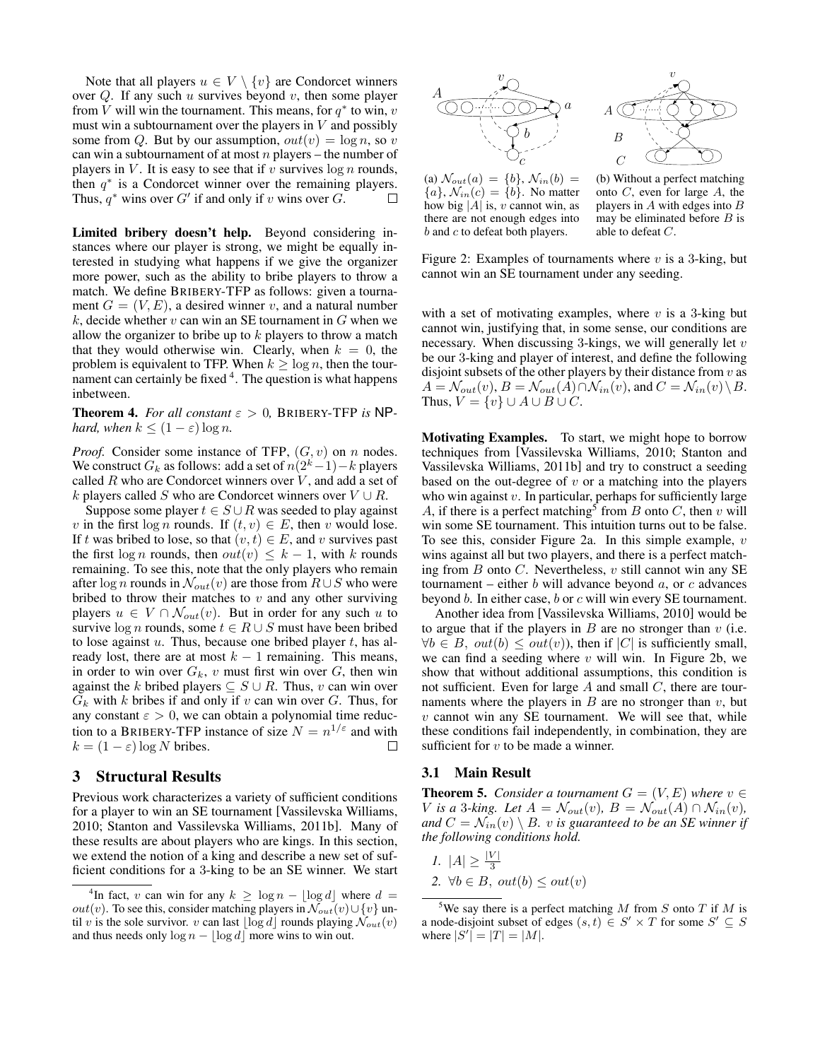Note that all players $u \in V \setminus \{v\}$ are Condorcet winners over $Q$. If any such $u$ survives beyond $v$, then some player from $V$ will win the tournament. This means, for $q^*$ to win, $v$ must win a subtournament over the players in $V$ and possibly some from $Q$. But by our assumption, $out(v) = \log n$, so $v$ can win a subtournament of at most $n$ players – the number of players in $V$. It is easy to see that if $v$ survives $\log n$ rounds, then $q^*$ is a Condorcet winner over the remaining players. Thus, $q^*$ wins over $G'$ if and only if $v$ wins over $G$. □

**Limited bribery doesn't help.** Beyond considering instances where our player is strong, we might be equally interested in studying what happens if we give the organizer more power, such as the ability to bribe players to throw a match. We define BRIBERY-TFP as follows: given a tournament $G = (V, E)$, a desired winner $v$, and a natural number $k$, decide whether $v$ can win an SE tournament in $G$ when we allow the organizer to bribe up to $k$ players to throw a match that they would otherwise win. Clearly, when $k = 0$, the problem is equivalent to TFP. When $k \geq \log n$, then the tournament can certainly be fixed [4]. The question is what happens inbetween.

**Theorem 4.** *For all constant $\varepsilon > 0$, BRIBERY-TFP is NP-hard, when $k \leq (1 - \varepsilon)\log n$.*

*Proof.* Consider some instance of TFP, $(G, v)$ on $n$ nodes. We construct $G_k$ as follows: add a set of $n(2^k - 1) - k$ players called $R$ who are Condorcet winners over $V$, and add a set of $k$ players called $S$ who are Condorcet winners over $V \cup R$.

Suppose some player $t \in S \cup R$ was seeded to play against $v$ in the first $\log n$ rounds. If $(t, v) \in E$, then $v$ would lose. If $t$ was bribed to lose, so that $(v, t) \in E$, and $v$ survives past the first $\log n$ rounds, then $out(v) \leq k - 1$, with $k$ rounds remaining. To see this, note that the only players who remain after $\log n$ rounds in $\mathcal{N}_{out}(v)$ are those from $R \cup S$ who were bribed to throw their matches to $v$ and any other surviving players $u \in V \cap \mathcal{N}_{out}(v)$. But in order for any such $u$ to survive $\log n$ rounds, some $t \in R \cup S$ must have been bribed to lose against $u$. Thus, because one bribed player $t$, has already lost, there are at most $k - 1$ remaining. This means, in order to win over $G_k$, $v$ must first win over $G$, then win against the $k$ bribed players $\subseteq S \cup R$. Thus, $v$ can win over $G_k$ with $k$ bribes if and only if $v$ can win over $G$. Thus, for any constant $\varepsilon > 0$, we can obtain a polynomial time reduction to a BRIBERY-TFP instance of size $N = n^{1/\varepsilon}$ and with $k = (1 - \varepsilon)\log N$ bribes. □

## 3 Structural Results

Previous work characterizes a variety of sufficient conditions for a player to win an SE tournament [Vassilevska Williams, 2010; Stanton and Vassilevska Williams, 2011b]. Many of these results are about players who are kings. In this section, we extend the notion of a king and describe a new set of sufficient conditions for a 3-king to be an SE winner. We start with a set of motivating examples, where $v$ is a 3-king but cannot win, justifying that, in some sense, our conditions are necessary. When discussing 3-kings, we will generally let $v$ be our 3-king and player of interest, and define the following disjoint subsets of the other players by their distance from $v$ as $A = \mathcal{N}_{out}(v)$, $B = \mathcal{N}_{out}(A) \cap \mathcal{N}_{in}(v)$, and $C = \mathcal{N}_{in}(v) \setminus B$. Thus, $V = \{v\} \cup A \cup B \cup C$.

(a) $\mathcal{N}_{out}(a) = \{b\}$, $\mathcal{N}_{in}(b) = \{a\}$, $\mathcal{N}_{in}(c) = \{b\}$. No matter how big $|A|$ is, $v$ cannot win, as there are not enough edges into $b$ and $c$ to defeat both players.

(b) Without a perfect matching onto $C$, even for large $A$, the players in $A$ with edges into $B$ may be eliminated before $B$ is able to defeat $C$.

Figure 2: Examples of tournaments where $v$ is a 3-king, but cannot win an SE tournament under any seeding.

**Motivating Examples.** To start, we might hope to borrow techniques from [Vassilevska Williams, 2010; Stanton and Vassilevska Williams, 2011b] and try to construct a seeding based on the out-degree of $v$ or a matching into the players who win against $v$. In particular, perhaps for sufficiently large $A$, if there is a perfect matching[5] from $B$ onto $C$, then $v$ will win some SE tournament. This intuition turns out to be false. To see this, consider Figure 2a. In this simple example, $v$ wins against all but two players, and there is a perfect matching from $B$ onto $C$. Nevertheless, $v$ still cannot win any SE tournament – either $b$ will advance beyond $a$, or $c$ advances beyond $b$. In either case, $b$ or $c$ will win every SE tournament.

Another idea from [Vassilevska Williams, 2010] would be to argue that if the players in $B$ are no stronger than $v$ (i.e. $\forall b \in B,\ out(b) \leq out(v)$), then if $|C|$ is sufficiently small, we can find a seeding where $v$ will win. In Figure 2b, we show that without additional assumptions, this condition is not sufficient. Even for large $A$ and small $C$, there are tournaments where the players in $B$ are no stronger than $v$, but $v$ cannot win any SE tournament. We will see that, while these conditions fail independently, in combination, they are sufficient for $v$ to be made a winner.

### 3.1 Main Result

**Theorem 5.** *Consider a tournament $G = (V, E)$ where $v \in V$ is a 3-king. Let $A = \mathcal{N}_{out}(v)$, $B = \mathcal{N}_{out}(A) \cap \mathcal{N}_{in}(v)$, and $C = \mathcal{N}_{in}(v) \setminus B$. $v$ is guaranteed to be an SE winner if the following conditions hold.*

1. $|A| \geq \frac{|V|}{3}$
2. $\forall b \in B,\ out(b) \leq out(v)$

[4] In fact, $v$ can win for any $k \geq \log n - \lfloor \log d \rfloor$ where $d = out(v)$. To see this, consider matching players in $\mathcal{N}_{out}(v) \cup \{v\}$ until $v$ is the sole survivor. $v$ can last $\lfloor \log d \rfloor$ rounds playing $\mathcal{N}_{out}(v)$ and thus needs only $\log n - \lfloor \log d \rfloor$ more wins to win out.

[5] We say there is a perfect matching $M$ from $S$ onto $T$ if $M$ is a node-disjoint subset of edges $(s, t) \in S' \times T$ for some $S' \subseteq S$ where $|S'| = |T| = |M|$.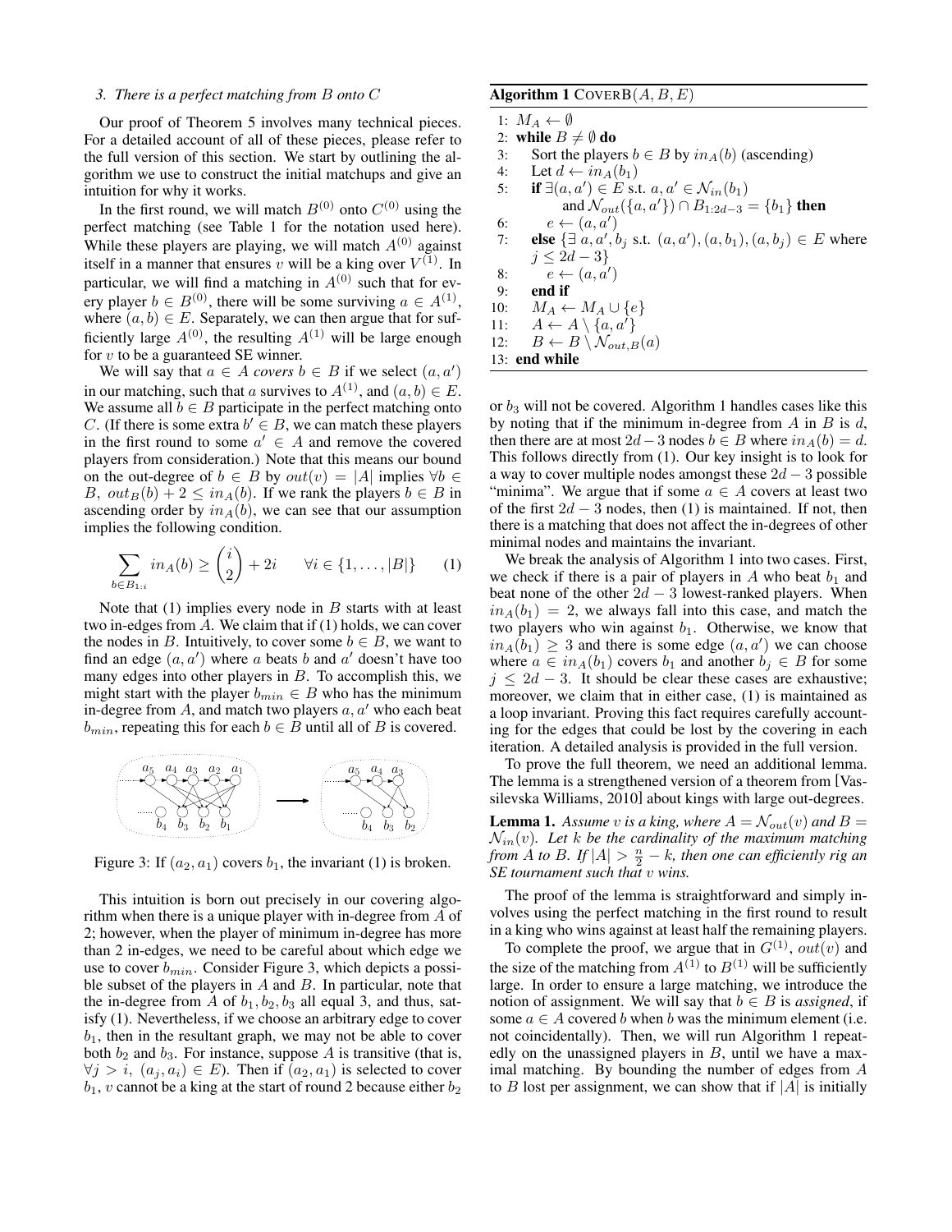*3. There is a perfect matching from $B$ onto $C$*

Our proof of Theorem 5 involves many technical pieces. For a detailed account of all of these pieces, please refer to the full version of this section. We start by outlining the algorithm we use to construct the initial matchups and give an intuition for why it works.

In the first round, we will match $B^{(0)}$ onto $C^{(0)}$ using the perfect matching (see Table 1 for the notation used here). While these players are playing, we will match $A^{(0)}$ against itself in a manner that ensures $v$ will be a king over $V^{(1)}$. In particular, we will find a matching in $A^{(0)}$ such that for every player $b \in B^{(0)}$, there will be some surviving $a \in A^{(1)}$, where $(a, b) \in E$. Separately, we can then argue that for sufficiently large $A^{(0)}$, the resulting $A^{(1)}$ will be large enough for $v$ to be a guaranteed SE winner.

We will say that $a \in A$ *covers* $b \in B$ if we select $(a, a')$ in our matching, such that $a$ survives to $A^{(1)}$, and $(a, b) \in E$. We assume all $b \in B$ participate in the perfect matching onto $C$. (If there is some extra $b' \in B$, we can match these players in the first round to some $a' \in A$ and remove the covered players from consideration.) Note that this means our bound on the out-degree of $b \in B$ by $out(v) = |A|$ implies $\forall b \in B,\ out_B(b) + 2 \leq in_A(b)$. If we rank the players $b \in B$ in ascending order by $in_A(b)$, we can see that our assumption implies the following condition.

$$\sum_{b \in B_{1:i}} in_A(b) \geq \binom{i}{2} + 2i \qquad \forall i \in \{1, \ldots, |B|\} \qquad (1)$$

Note that (1) implies every node in $B$ starts with at least two in-edges from $A$. We claim that if (1) holds, we can cover the nodes in $B$. Intuitively, to cover some $b \in B$, we want to find an edge $(a, a')$ where $a$ beats $b$ and $a' \in A$ doesn't have too many edges into other players in $B$. To accomplish this, we might start with the player $b_{min} \in B$ who has the minimum in-degree from $A$, and match two players $a, a'$ who each beat $b_{min}$, repeating this for each $b \in B$ until all of $B$ is covered.

Figure 3: If $(a_2, a_1)$ covers $b_1$, the invariant (1) is broken.

This intuition is born out precisely in our covering algorithm when there is a unique player with in-degree from $A$ of 2; however, when the player of minimum in-degree has more than 2 in-edges, we need to be careful about which edge we use to cover $b_{min}$. Consider Figure 3, which depicts a possible subset of the players in $A$ and $B$. In particular, note that the in-degree from $A$ of $b_1, b_2, b_3$ all equal 3, and thus, satisfy (1). Nevertheless, if we choose an arbitrary edge to cover $b_1$, then in the resultant graph, we may not be able to cover both $b_2$ and $b_3$. For instance, suppose $A$ is transitive (that is, $\forall j > i,\ (a_j, a_i) \in E$). Then if $(a_2, a_1)$ is selected to cover $b_1$, $v$ cannot be a king at the start of round 2 because either $b_2$ or $b_3$ will not be covered. Algorithm 1 handles cases like this by noting that if the minimum in-degree from $A$ in $B$ is $d$, then there are at most $2d-3$ nodes $b \in B$ where $in_A(b) = d$. This follows directly from (1). Our key insight is to look for a way to cover multiple nodes amongst these $2d-3$ possible "minima". We argue that if some $a \in A$ covers at least two of the first $2d-3$ nodes, then (1) is maintained. If not, then there is a matching that does not affect the in-degrees of other minimal nodes and maintains the invariant.

**Algorithm 1** COVERB($A, B, E$)

```
1:  M_A ← ∅
2:  while B ≠ ∅ do
3:     Sort the players b ∈ B by in_A(b) (ascending)
4:     Let d ← in_A(b_1)
5:     if ∃(a, a') ∈ E s.t. a, a' ∈ N_in(b_1)
          and N_out({a, a'}) ∩ B_{1:2d−3} = {b_1} then
6:        e ← (a, a')
7:     else {∃ a, a', b_j s.t. (a, a'), (a, b_1), (a, b_j) ∈ E where
          j ≤ 2d − 3}
8:        e ← (a, a')
9:     end if
10:    M_A ← M_A ∪ {e}
11:    A ← A \ {a, a'}
12:    B ← B \ N_{out,B}(a)
13: end while
```

We break the analysis of Algorithm 1 into two cases. First, we check if there is a pair of players in $A$ who beat $b_1$ and beat none of the other $2d-3$ lowest-ranked players. When $in_A(b_1) = 2$, we always fall into this case, and match the two players who win against $b_1$. Otherwise, we know that $in_A(b_1) \geq 3$ and there is some edge $(a, a')$ we can choose where $a \in in_A(b_1)$ covers $b_1$ and another $b_j \in B$ for some $j \leq 2d-3$. It should be clear these cases are exhaustive; moreover, we claim that in either case, (1) is maintained as a loop invariant. Proving this fact requires carefully accounting for the edges that could be lost by the covering in each iteration. A detailed analysis is provided in the full version.

To prove the full theorem, we need an additional lemma. The lemma is a strengthened version of a theorem from [Vassilevska Williams, 2010] about kings with large out-degrees.

**Lemma 1.** *Assume $v$ is a king, where $A = \mathcal{N}_{out}(v)$ and $B = \mathcal{N}_{in}(v)$. Let $k$ be the cardinality of the maximum matching from $A$ to $B$. If $|A| > \frac{n}{2} - k$, then one can efficiently rig an SE tournament such that $v$ wins.*

The proof of the lemma is straightforward and simply involves using the perfect matching in the first round to result in a king who wins against at least half the remaining players.

To complete the proof, we argue that in $G^{(1)}$, $out(v)$ and the size of the matching from $A^{(1)}$ to $B^{(1)}$ will be sufficiently large. In order to ensure a large matching, we introduce the notion of assignment. We will say that $b \in B$ is *assigned*, if some $a \in A$ covered $b$ when $b$ was the minimum element (i.e. not coincidentally). Then, we will run Algorithm 1 repeatedly on the unassigned players in $B$, until we have a maximal matching. By bounding the number of edges from $A$ to $B$ lost per assignment, we can show that if $|A|$ is initially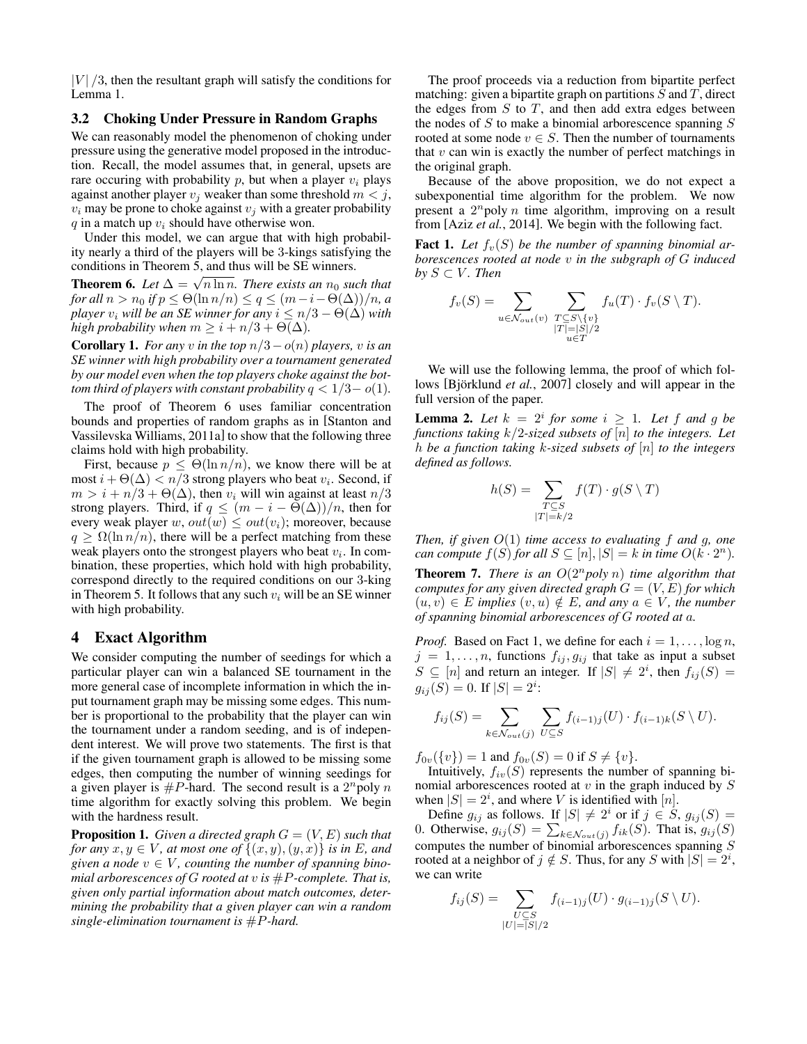$|V|/3$, then the resultant graph will satisfy the conditions for Lemma 1.

### 3.2 Choking Under Pressure in Random Graphs

We can reasonably model the phenomenon of choking under pressure using the generative model proposed in the introduction. Recall, the model assumes that, in general, upsets are rare occuring with probability $p$, but when a player $v_i$ plays against another player $v_j$ weaker than some threshold $m < j$, $v_i$ may be prone to choke against $v_j$ with a greater probability $q$ in a match up $v_i$ should have otherwise won.

Under this model, we can argue that with high probability nearly a third of the players will be 3-kings satisfying the conditions in Theorem 5, and thus will be SE winners.

**Theorem 6.** *Let $\Delta = \sqrt{n \ln n}$. There exists an $n_0$ such that for all $n > n_0$ if $p \leq \Theta(\ln n/n) \leq q \leq (m-i-\Theta(\Delta))/n$, a player $v_i$ will be an SE winner for any $i \leq n/3 - \Theta(\Delta)$ with high probability when $m \geq i + n/3 + \Theta(\Delta)$.*

**Corollary 1.** *For any $v$ in the top $n/3 - o(n)$ players, $v$ is an SE winner with high probability over a tournament generated by our model even when the top players choke against the bottom third of players with constant probability $q < 1/3 - o(1)$.*

The proof of Theorem 6 uses familiar concentration bounds and properties of random graphs as in [Stanton and Vassilevska Williams, 2011a] to show that the following three claims hold with high probability.

First, because $p \leq \Theta(\ln n/n)$, we know there will be at most $i + \Theta(\Delta) < n/3$ strong players who beat $v_i$. Second, if $m > i + n/3 + \Theta(\Delta)$, then $v_i$ will win against at least $n/3$ strong players. Third, if $q \leq (m - i - \Theta(\Delta))/n$, then for every weak player $w$, $out(w) \leq out(v_i)$; moreover, because $q \geq \Omega(\ln n/n)$, there will be a perfect matching from these weak players onto the strongest players who beat $v_i$. In combination, these properties, which hold with high probability, correspond directly to the required conditions on our 3-king in Theorem 5. It follows that any such $v_i$ will be an SE winner with high probability.

## 4 Exact Algorithm

We consider computing the number of seedings for which a particular player can win a balanced SE tournament in the more general case of incomplete information in which the input tournament graph may be missing some edges. This number is proportional to the probability that the player can win the tournament under a random seeding, and is of independent interest. We will prove two statements. The first is that if the given tournament graph is allowed to be missing some edges, then computing the number of winning seedings for a given player is $\#P$-hard. The second result is a $2^n \text{poly } n$ time algorithm for exactly solving this problem. We begin with the hardness result.

**Proposition 1.** *Given a directed graph $G = (V, E)$ such that for any $x, y \in V$, at most one of $\{(x, y), (y, x)\}$ is in $E$, and given a node $v \in V$, counting the number of spanning binomial arborescences of $G$ rooted at $v$ is $\#P$-complete. That is, given only partial information about match outcomes, determining the probability that a given player can win a random single-elimination tournament is $\#P$-hard.*

The proof proceeds via a reduction from bipartite perfect matching: given a bipartite graph on partitions $S$ and $T$, direct the edges from $S$ to $T$, and then add extra edges between the nodes of $S$ to make a binomial arborescence spanning $S$ rooted at some node $v \in S$. Then the number of tournaments that $v$ can win is exactly the number of perfect matchings in the original graph.

Because of the above proposition, we do not expect a subexponential time algorithm for the problem. We now present a $2^n \text{poly } n$ time algorithm, improving on a result from [Aziz *et al.*, 2014]. We begin with the following fact.

**Fact 1.** *Let $f_v(S)$ be the number of spanning binomial arborescences rooted at node $v$ in the subgraph of $G$ induced by $S \subset V$. Then*

$$f_v(S) = \sum_{u \in \mathcal{N}_{out}(v)} \sum_{\substack{T \subseteq S \setminus \{v\} \\ |T| = |S|/2 \\ u \in T}} f_u(T) \cdot f_v(S \setminus T).$$

We will use the following lemma, the proof of which follows [Björklund *et al.*, 2007] closely and will appear in the full version of the paper.

**Lemma 2.** *Let $k = 2^i$ for some $i \geq 1$. Let $f$ and $g$ be functions taking $k/2$-sized subsets of $[n]$ to the integers. Let $h$ be a function taking $k$-sized subsets of $[n]$ to the integers defined as follows.*

$$h(S) = \sum_{\substack{T \subseteq S \\ |T| = k/2}} f(T) \cdot g(S \setminus T)$$

*Then, if given $O(1)$ time access to evaluating $f$ and $g$, one can compute $f(S)$ for all $S \subseteq [n], |S| = k$ in time $O(k \cdot 2^n)$.*

**Theorem 7.** *There is an $O(2^n \text{poly } n)$ time algorithm that computes for any given directed graph $G = (V, E)$ for which $(u, v) \in E$ implies $(v, u) \notin E$, and any $a \in V$, the number of spanning binomial arborescences of $G$ rooted at $a$.*

*Proof.* Based on Fact 1, we define for each $i = 1, \ldots, \log n$, $j = 1, \ldots, n$, functions $f_{ij}, g_{ij}$ that take as input a subset $S \subseteq [n]$ and return an integer. If $|S| \neq 2^i$, then $f_{ij}(S) = g_{ij}(S) = 0$. If $|S| = 2^i$:

$$f_{ij}(S) = \sum_{k \in \mathcal{N}_{out}(j)} \sum_{U \subseteq S} f_{(i-1)j}(U) \cdot f_{(i-1)k}(S \setminus U).$$

$f_{0v}(\{v\}) = 1$ and $f_{0v}(S) = 0$ if $S \neq \{v\}$.

Intuitively, $f_{iv}(S)$ represents the number of spanning binomial arborescences rooted at $v$ in the graph induced by $S$ when $|S| = 2^i$, and where $V$ is identified with $[n]$.

Define $g_{ij}$ as follows. If $|S| \neq 2^i$ or if $j \in S$, $g_{ij}(S) = 0$. Otherwise, $g_{ij}(S) = \sum_{k \in \mathcal{N}_{out}(j)} f_{ik}(S)$. That is, $g_{ij}(S)$ computes the number of binomial arborescences spanning $S$ rooted at a neighbor of $j \notin S$. Thus, for any $S$ with $|S| = 2^i$, we can write

$$f_{ij}(S) = \sum_{\substack{U \subseteq S \\ |U| = |S|/2}} f_{(i-1)j}(U) \cdot g_{(i-1)j}(S \setminus U).$$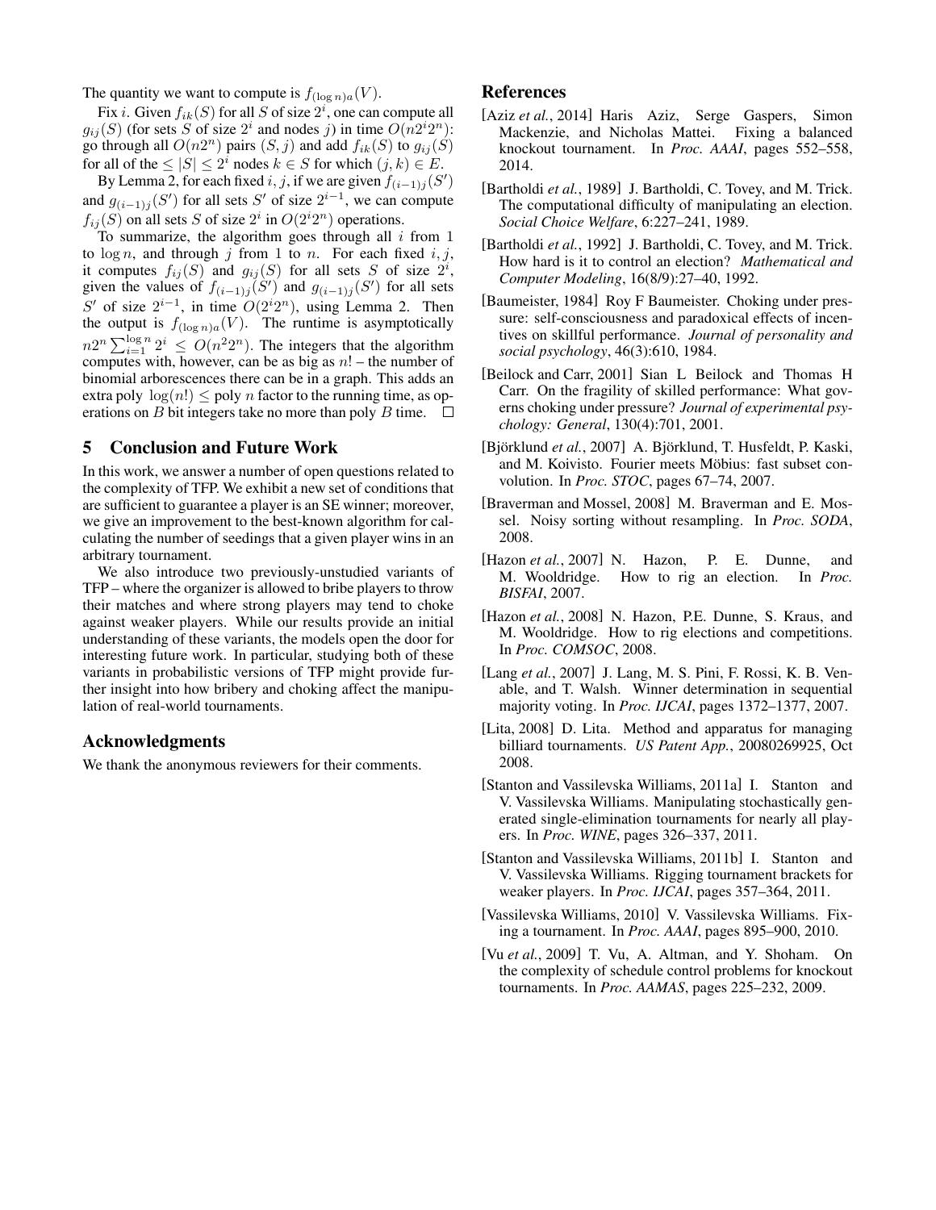The quantity we want to compute is $f_{(\log n)a}(V)$.

Fix $i$. Given $f_{ik}(S)$ for all $S$ of size $2^i$, one can compute all $g_{ij}(S)$ (for sets $S$ of size $2^i$ and nodes $j$) in time $O(n2^i2^n)$: go through all $O(n2^n)$ pairs $(S, j)$ and add $f_{ik}(S)$ to $g_{ij}(S)$ for all of the $\leq |S| \leq 2^i$ nodes $k \in S$ for which $(j, k) \in E$.

By Lemma 2, for each fixed $i, j$, if we are given $f_{(i-1)j}(S')$ and $g_{(i-1)j}(S')$ for all sets $S'$ of size $2^{i-1}$, we can compute $f_{ij}(S)$ on all sets $S$ of size $2^i$ in $O(2^i2^n)$ operations.

To summarize, the algorithm goes through all $i$ from 1 to $\log n$, and through $j$ from 1 to $n$. For each fixed $i, j$, it computes $f_{ij}(S)$ and $g_{ij}(S)$ for all sets $S$ of size $2^i$, given the values of $f_{(i-1)j}(S')$ and $g_{(i-1)j}(S')$ for all sets $S'$ of size $2^{i-1}$, in time $O(2^i2^n)$, using Lemma 2. Then the output is $f_{(\log n)a}(V)$. The runtime is asymptotically $n2^n \sum_{i=1}^{\log n} 2^i \leq O(n^22^n)$. The integers that the algorithm computes with, however, can be as big as $n!$ – the number of binomial arborescences there can be in a graph. This adds an extra poly $\log(n!) \leq$ poly $n$ factor to the running time, as operations on $B$ bit integers take no more than poly $B$ time. □

## 5 Conclusion and Future Work

In this work, we answer a number of open questions related to the complexity of TFP. We exhibit a new set of conditions that are sufficient to guarantee a player is an SE winner; moreover, we give an improvement to the best-known algorithm for calculating the number of seedings that a given player wins in an arbitrary tournament.

We also introduce two previously-unstudied variants of TFP – where the organizer is allowed to bribe players to throw their matches and where strong players may tend to choke against weaker players. While our results provide an initial understanding of these variants, the models open the door for interesting future work. In particular, studying both of these variants in probabilistic versions of TFP might provide further insight into how bribery and choking affect the manipulation of real-world tournaments.

## Acknowledgments

We thank the anonymous reviewers for their comments.

## References

[Aziz *et al.*, 2014] Haris Aziz, Serge Gaspers, Simon Mackenzie, and Nicholas Mattei. Fixing a balanced knockout tournament. In *Proc. AAAI*, pages 552–558, 2014.

[Bartholdi *et al.*, 1989] J. Bartholdi, C. Tovey, and M. Trick. The computational difficulty of manipulating an election. *Social Choice Welfare*, 6:227–241, 1989.

[Bartholdi *et al.*, 1992] J. Bartholdi, C. Tovey, and M. Trick. How hard is it to control an election? *Mathematical and Computer Modeling*, 16(8/9):27–40, 1992.

[Baumeister, 1984] Roy F Baumeister. Choking under pressure: self-consciousness and paradoxical effects of incentives on skillful performance. *Journal of personality and social psychology*, 46(3):610, 1984.

[Beilock and Carr, 2001] Sian L Beilock and Thomas H Carr. On the fragility of skilled performance: What governs choking under pressure? *Journal of experimental psychology: General*, 130(4):701, 2001.

[Björklund *et al.*, 2007] A. Björklund, T. Husfeldt, P. Kaski, and M. Koivisto. Fourier meets Möbius: fast subset convolution. In *Proc. STOC*, pages 67–74, 2007.

[Braverman and Mossel, 2008] M. Braverman and E. Mossel. Noisy sorting without resampling. In *Proc. SODA*, 2008.

[Hazon *et al.*, 2007] N. Hazon, P. E. Dunne, and M. Wooldridge. How to rig an election. In *Proc. BISFAI*, 2007.

[Hazon *et al.*, 2008] N. Hazon, P.E. Dunne, S. Kraus, and M. Wooldridge. How to rig elections and competitions. In *Proc. COMSOC*, 2008.

[Lang *et al.*, 2007] J. Lang, M. S. Pini, F. Rossi, K. B. Venable, and T. Walsh. Winner determination in sequential majority voting. In *Proc. IJCAI*, pages 1372–1377, 2007.

[Lita, 2008] D. Lita. Method and apparatus for managing billiard tournaments. *US Patent App.*, 20080269925, Oct 2008.

[Stanton and Vassilevska Williams, 2011a] I. Stanton and V. Vassilevska Williams. Manipulating stochastically generated single-elimination tournaments for nearly all players. In *Proc. WINE*, pages 326–337, 2011.

[Stanton and Vassilevska Williams, 2011b] I. Stanton and V. Vassilevska Williams. Rigging tournament brackets for weaker players. In *Proc. IJCAI*, pages 357–364, 2011.

[Vassilevska Williams, 2010] V. Vassilevska Williams. Fixing a tournament. In *Proc. AAAI*, pages 895–900, 2010.

[Vu *et al.*, 2009] T. Vu, A. Altman, and Y. Shoham. On the complexity of schedule control problems for knockout tournaments. In *Proc. AAMAS*, pages 225–232, 2009.